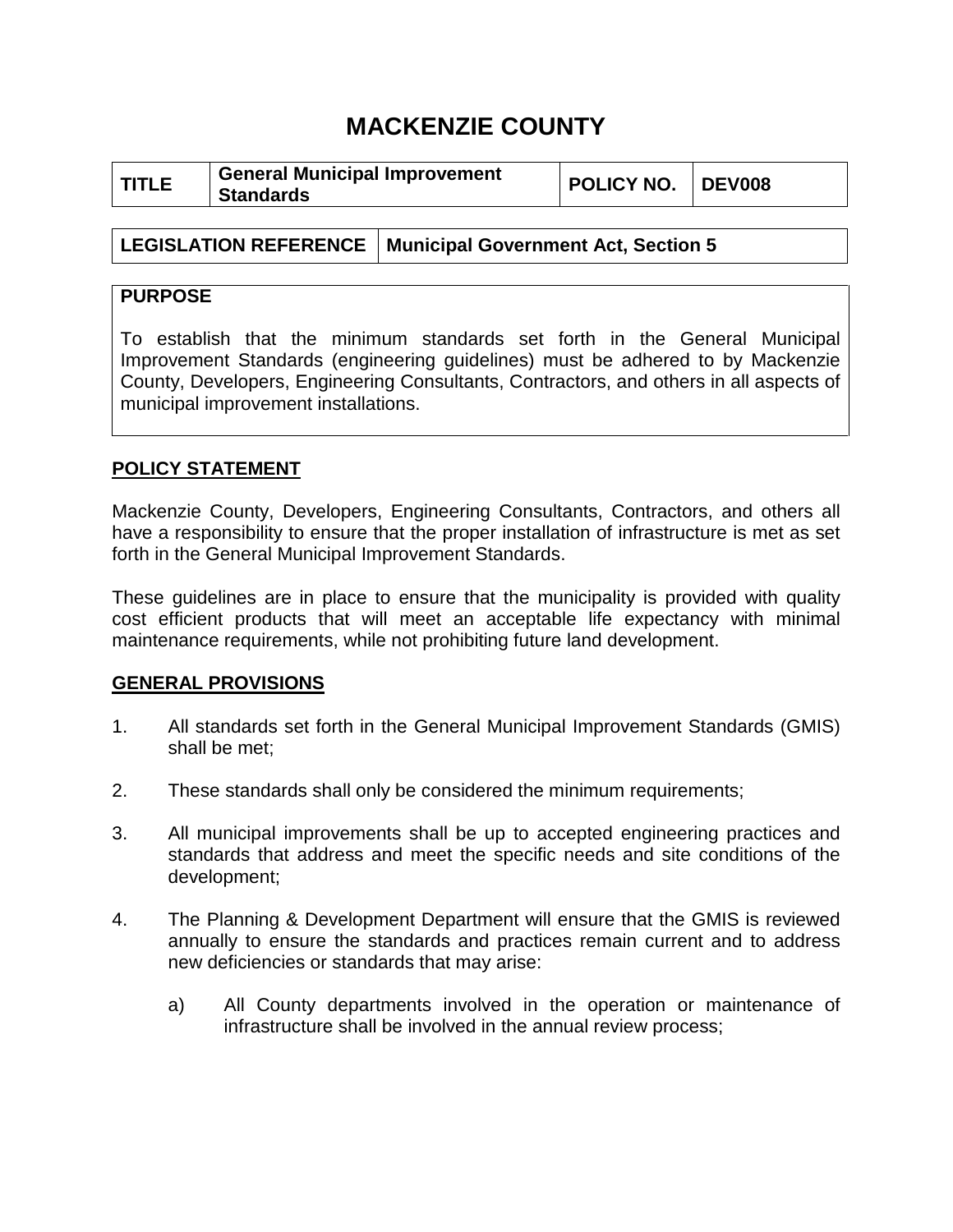# MACKENZIE COUNTY

| TITLE | General Municipal Improvement Standards | POLICY NO. | DEV008 |
|---|---|---|---|

| LEGISLATION REFERENCE | Municipal Government Act, Section 5 |
|---|---|

**PURPOSE**

To establish that the minimum standards set forth in the General Municipal Improvement Standards (engineering guidelines) must be adhered to by Mackenzie County, Developers, Engineering Consultants, Contractors, and others in all aspects of municipal improvement installations.

## POLICY STATEMENT

Mackenzie County, Developers, Engineering Consultants, Contractors, and others all have a responsibility to ensure that the proper installation of infrastructure is met as set forth in the General Municipal Improvement Standards.

These guidelines are in place to ensure that the municipality is provided with quality cost efficient products that will meet an acceptable life expectancy with minimal maintenance requirements, while not prohibiting future land development.

## GENERAL PROVISIONS

1. All standards set forth in the General Municipal Improvement Standards (GMIS) shall be met;

2. These standards shall only be considered the minimum requirements;

3. All municipal improvements shall be up to accepted engineering practices and standards that address and meet the specific needs and site conditions of the development;

4. The Planning & Development Department will ensure that the GMIS is reviewed annually to ensure the standards and practices remain current and to address new deficiencies or standards that may arise:

    a) All County departments involved in the operation or maintenance of infrastructure shall be involved in the annual review process;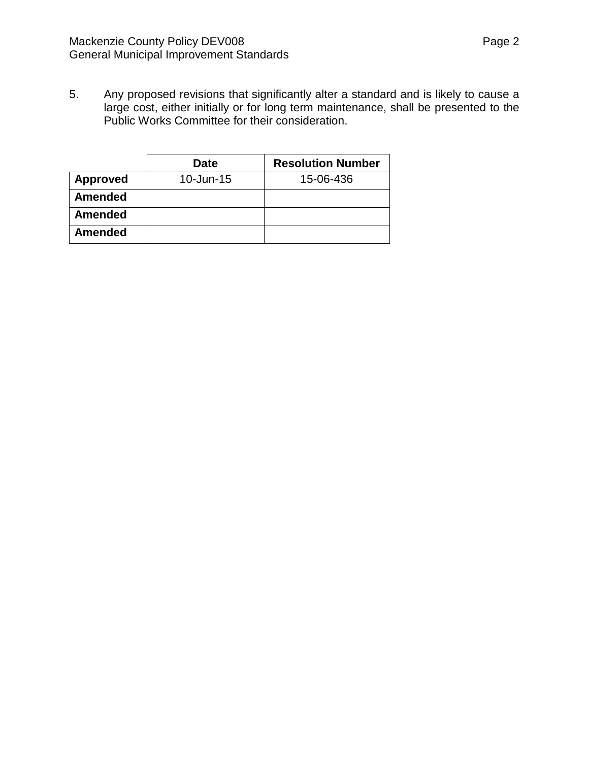5. Any proposed revisions that significantly alter a standard and is likely to cause a large cost, either initially or for long term maintenance, shall be presented to the Public Works Committee for their consideration.

| | Date | Resolution Number |
|---|---|---|
| **Approved** | 10-Jun-15 | 15-06-436 |
| **Amended** | | |
| **Amended** | | |
| **Amended** | | |